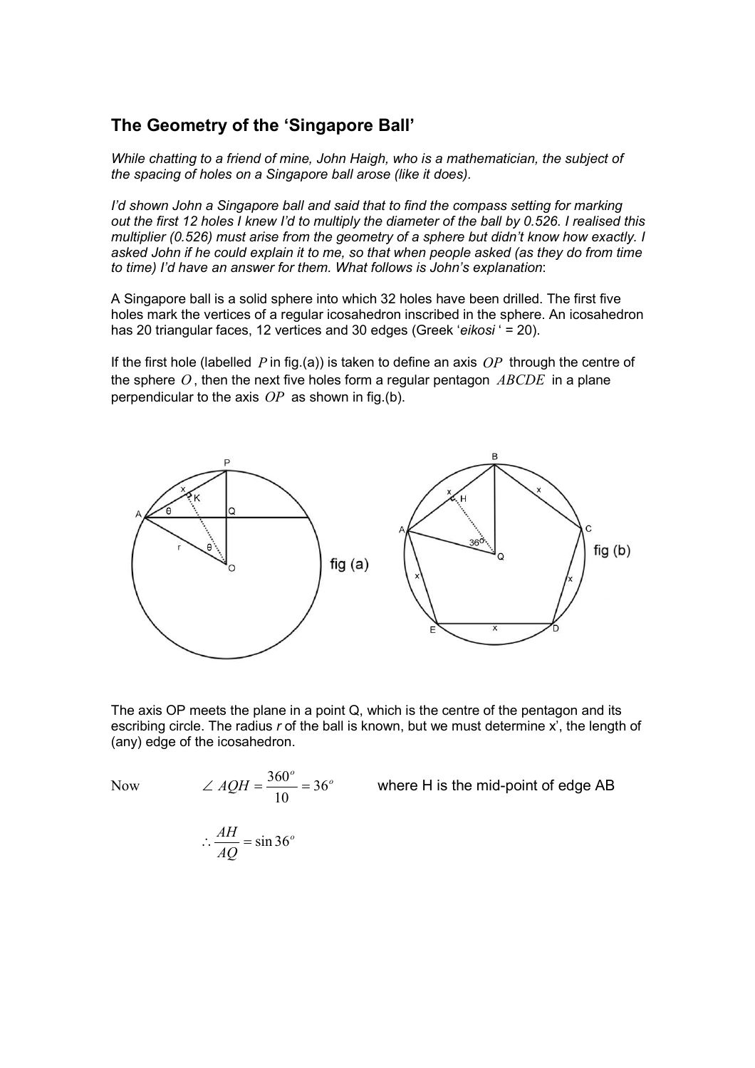## The Geometry of the 'Singapore Ball'

*While chatting to a friend of mine, John Haigh, who is a mathematician, the subject of the spacing of holes on a Singapore ball arose (like it does).*

*I'd shown John a Singapore ball and said that to find the compass setting for marking out the first 12 holes I knew I'd to multiply the diameter of the ball by 0.526. I realised this multiplier (0.526) must arise from the geometry of a sphere but didn't know how exactly. I asked John if he could explain it to me, so that when people asked (as they do from time to time) I'd have an answer for them. What follows is John's explanation*:

A Singapore ball is a solid sphere into which 32 holes have been drilled. The first five holes mark the vertices of a regular icosahedron inscribed in the sphere. An icosahedron has 20 triangular faces, 12 vertices and 30 edges (Greek '*eikosi* ' = 20).

If the first hole (labelled $P$ in fig.(a)) is taken to define an axis $OP$ through the centre of the sphere $O$, then the next five holes form a regular pentagon $ABCDE$ in a plane perpendicular to the axis $OP$ as shown in fig.(b).

fig (a)

fig (b)

The axis OP meets the plane in a point Q, which is the centre of the pentagon and its escribing circle. The radius *r* of the ball is known, but we must determine x', the length of (any) edge of the icosahedron.

Now $\angle AQH = \frac{360^o}{10} = 36^o$ where H is the mid-point of edge AB

$$\therefore \frac{AH}{AQ} = \sin 36^o$$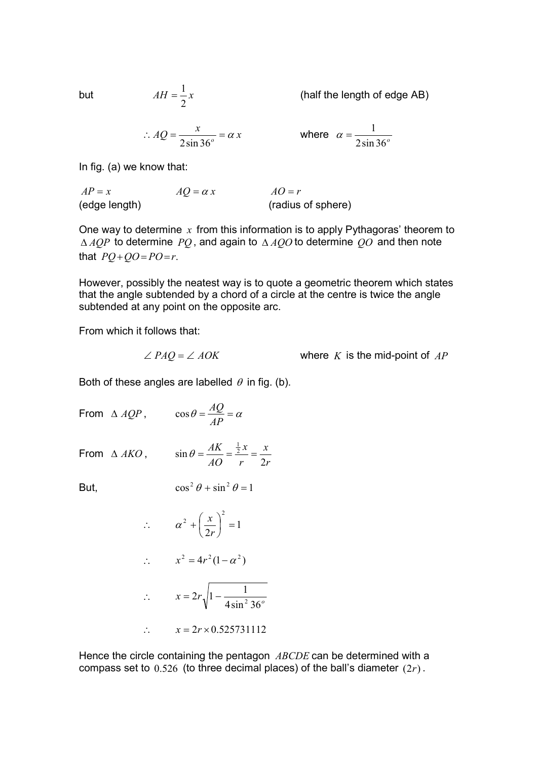but $AH = \frac{1}{2}x$ (half the length of edge AB)

$$\therefore AQ = \frac{x}{2\sin 36^o} = \alpha\, x \qquad \text{where } \alpha = \frac{1}{2\sin 36^o}$$

In fig. (a) we know that:

$AP = x$ (edge length) $\qquad AQ = \alpha\, x \qquad AO = r$ (radius of sphere)

One way to determine $x$ from this information is to apply Pythagoras' theorem to $\Delta\, AQP$ to determine $PQ$, and again to $\Delta\, AQO$ to determine $QO$ and then note that $PQ + QO = PO = r$.

However, possibly the neatest way is to quote a geometric theorem which states that the angle subtended by a chord of a circle at the centre is twice the angle subtended at any point on the opposite arc.

From which it follows that:

$$\angle\, PAQ = \angle\, AOK \qquad \text{where } K \text{ is the mid-point of } AP$$

Both of these angles are labelled $\theta$ in fig. (b).

From $\Delta\, AQP$, $\qquad \cos\theta = \frac{AQ}{AP} = \alpha$

From $\Delta\, AKO$, $\qquad \sin\theta = \frac{AK}{AO} = \frac{\frac{1}{2}x}{r} = \frac{x}{2r}$

But, $\qquad \cos^2\theta + \sin^2\theta = 1$

$$\therefore \quad \alpha^2 + \left(\frac{x}{2r}\right)^2 = 1$$

$$\therefore \quad x^2 = 4r^2(1 - \alpha^2)$$

$$\therefore \quad x = 2r\sqrt{1 - \frac{1}{4\sin^2 36^o}}$$

$$\therefore \quad x = 2r \times 0.525731112$$

Hence the circle containing the pentagon $ABCDE$ can be determined with a compass set to $0.526$ (to three decimal places) of the ball's diameter $(2r)$.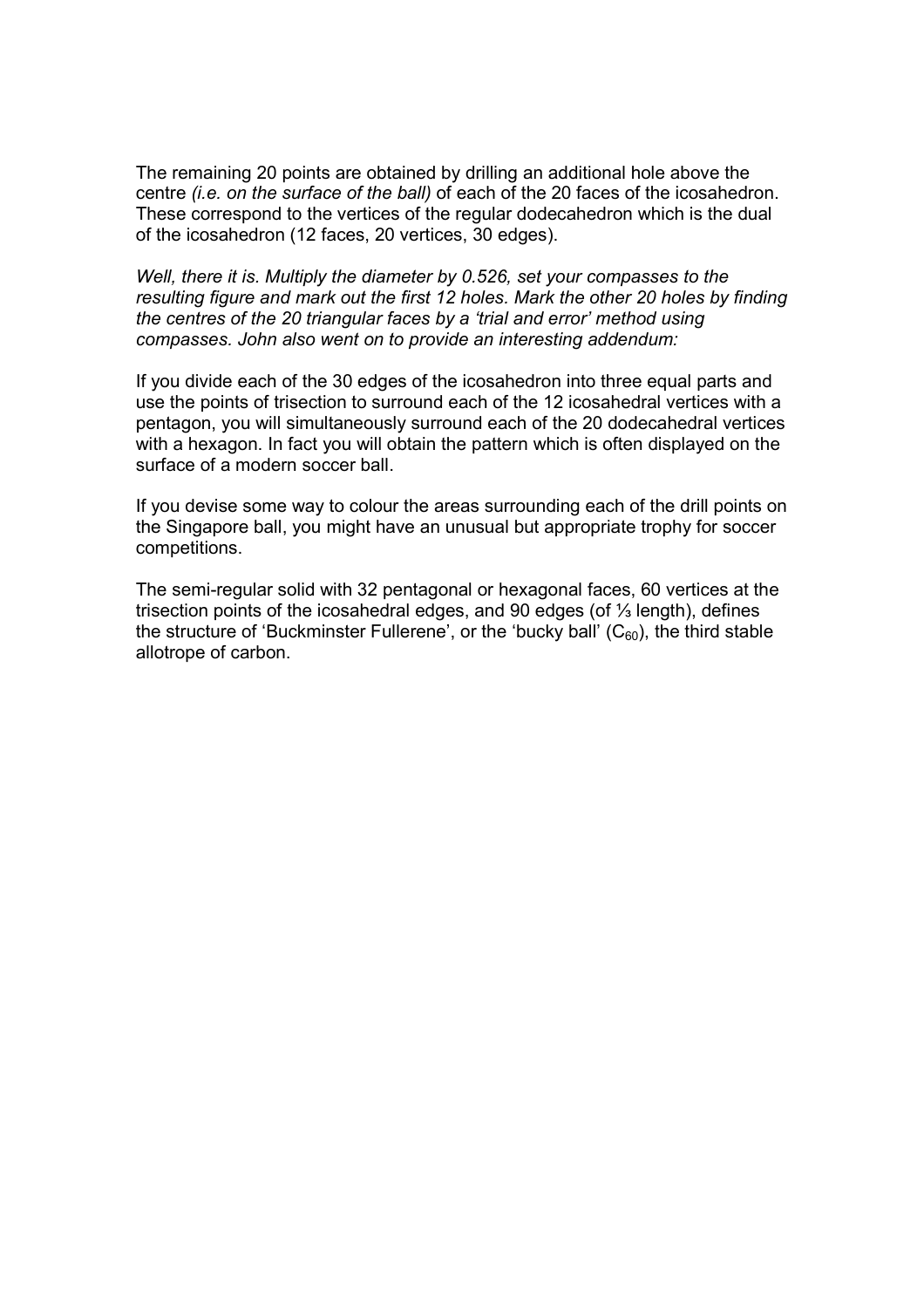The remaining 20 points are obtained by drilling an additional hole above the centre *(i.e. on the surface of the ball)* of each of the 20 faces of the icosahedron. These correspond to the vertices of the regular dodecahedron which is the dual of the icosahedron (12 faces, 20 vertices, 30 edges).

*Well, there it is. Multiply the diameter by 0.526, set your compasses to the resulting figure and mark out the first 12 holes. Mark the other 20 holes by finding the centres of the 20 triangular faces by a 'trial and error' method using compasses. John also went on to provide an interesting addendum:*

If you divide each of the 30 edges of the icosahedron into three equal parts and use the points of trisection to surround each of the 12 icosahedral vertices with a pentagon, you will simultaneously surround each of the 20 dodecahedral vertices with a hexagon. In fact you will obtain the pattern which is often displayed on the surface of a modern soccer ball.

If you devise some way to colour the areas surrounding each of the drill points on the Singapore ball, you might have an unusual but appropriate trophy for soccer competitions.

The semi-regular solid with 32 pentagonal or hexagonal faces, 60 vertices at the trisection points of the icosahedral edges, and 90 edges (of ⅓ length), defines the structure of 'Buckminster Fullerene', or the 'bucky ball' ($C_{60}$), the third stable allotrope of carbon.